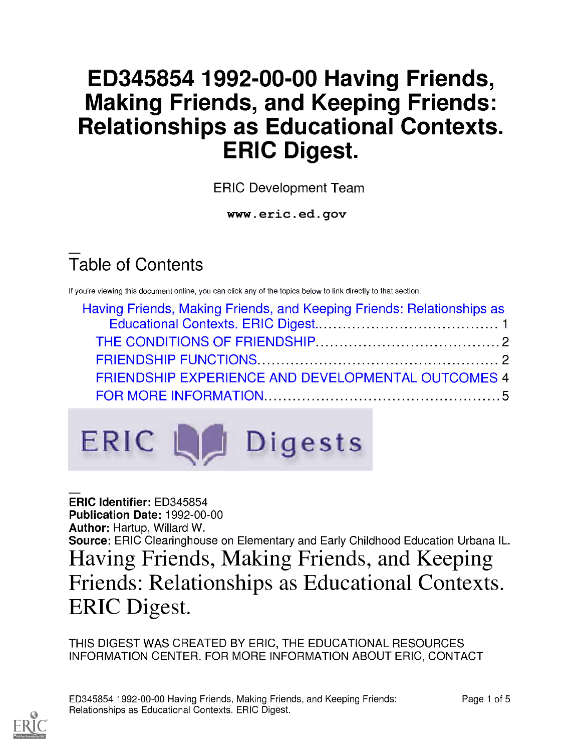# ED345854 1992-00-00 Having Friends, Making Friends, and Keeping Friends: Relationships as Educational Contexts. ERIC Digest.

ERIC Development Team

www.eric.ed.gov

## Table of Contents

If you're viewing this document online, you can click any of the topics below to link directly to that section.

- Having Friends, Making Friends, and Keeping Friends: Relationships as Educational Contexts. ERIC Digest....................................... 1
  - THE CONDITIONS OF FRIENDSHIP....................................... 2
  - FRIENDSHIP FUNCTIONS.................................................. 2
  - FRIENDSHIP EXPERIENCE AND DEVELOPMENTAL OUTCOMES 4
  - FOR MORE INFORMATION.................................................. 5

ERIC Digests

**ERIC Identifier:** ED345854
**Publication Date:** 1992-00-00
**Author:** Hartup, Willard W.
**Source:** ERIC Clearinghouse on Elementary and Early Childhood Education Urbana IL.

# Having Friends, Making Friends, and Keeping Friends: Relationships as Educational Contexts. ERIC Digest.

THIS DIGEST WAS CREATED BY ERIC, THE EDUCATIONAL RESOURCES INFORMATION CENTER. FOR MORE INFORMATION ABOUT ERIC, CONTACT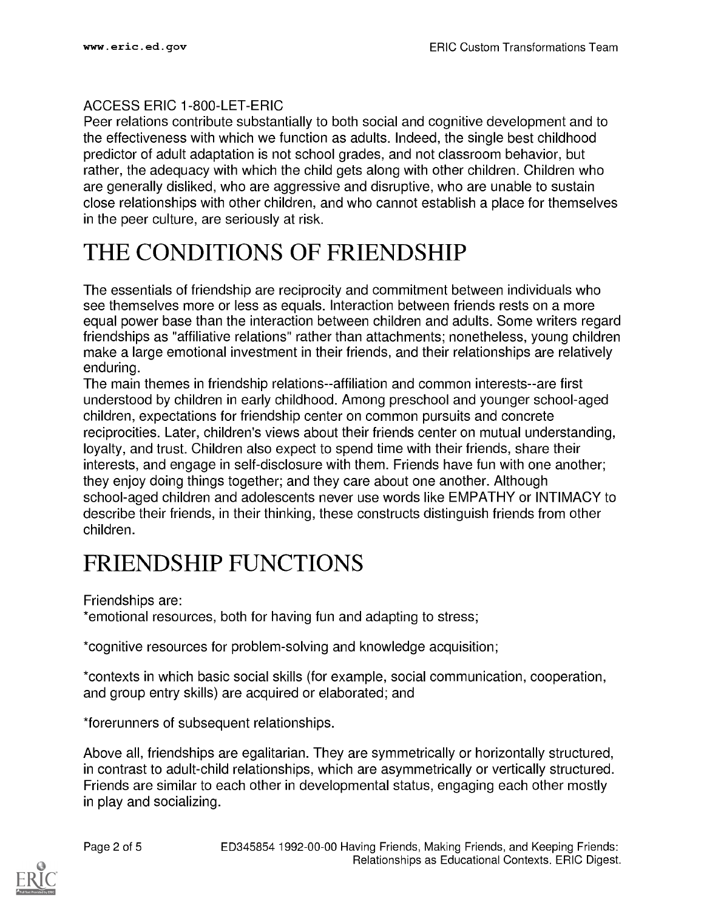ACCESS ERIC 1-800-LET-ERIC

Peer relations contribute substantially to both social and cognitive development and to the effectiveness with which we function as adults. Indeed, the single best childhood predictor of adult adaptation is not school grades, and not classroom behavior, but rather, the adequacy with which the child gets along with other children. Children who are generally disliked, who are aggressive and disruptive, who are unable to sustain close relationships with other children, and who cannot establish a place for themselves in the peer culture, are seriously at risk.

# THE CONDITIONS OF FRIENDSHIP

The essentials of friendship are reciprocity and commitment between individuals who see themselves more or less as equals. Interaction between friends rests on a more equal power base than the interaction between children and adults. Some writers regard friendships as "affiliative relations" rather than attachments; nonetheless, young children make a large emotional investment in their friends, and their relationships are relatively enduring.

The main themes in friendship relations--affiliation and common interests--are first understood by children in early childhood. Among preschool and younger school-aged children, expectations for friendship center on common pursuits and concrete reciprocities. Later, children's views about their friends center on mutual understanding, loyalty, and trust. Children also expect to spend time with their friends, share their interests, and engage in self-disclosure with them. Friends have fun with one another; they enjoy doing things together; and they care about one another. Although school-aged children and adolescents never use words like EMPATHY or INTIMACY to describe their friends, in their thinking, these constructs distinguish friends from other children.

# FRIENDSHIP FUNCTIONS

Friendships are:

*emotional resources, both for having fun and adapting to stress;

*cognitive resources for problem-solving and knowledge acquisition;

*contexts in which basic social skills (for example, social communication, cooperation, and group entry skills) are acquired or elaborated; and

*forerunners of subsequent relationships.

Above all, friendships are egalitarian. They are symmetrically or horizontally structured, in contrast to adult-child relationships, which are asymmetrically or vertically structured. Friends are similar to each other in developmental status, engaging each other mostly in play and socializing.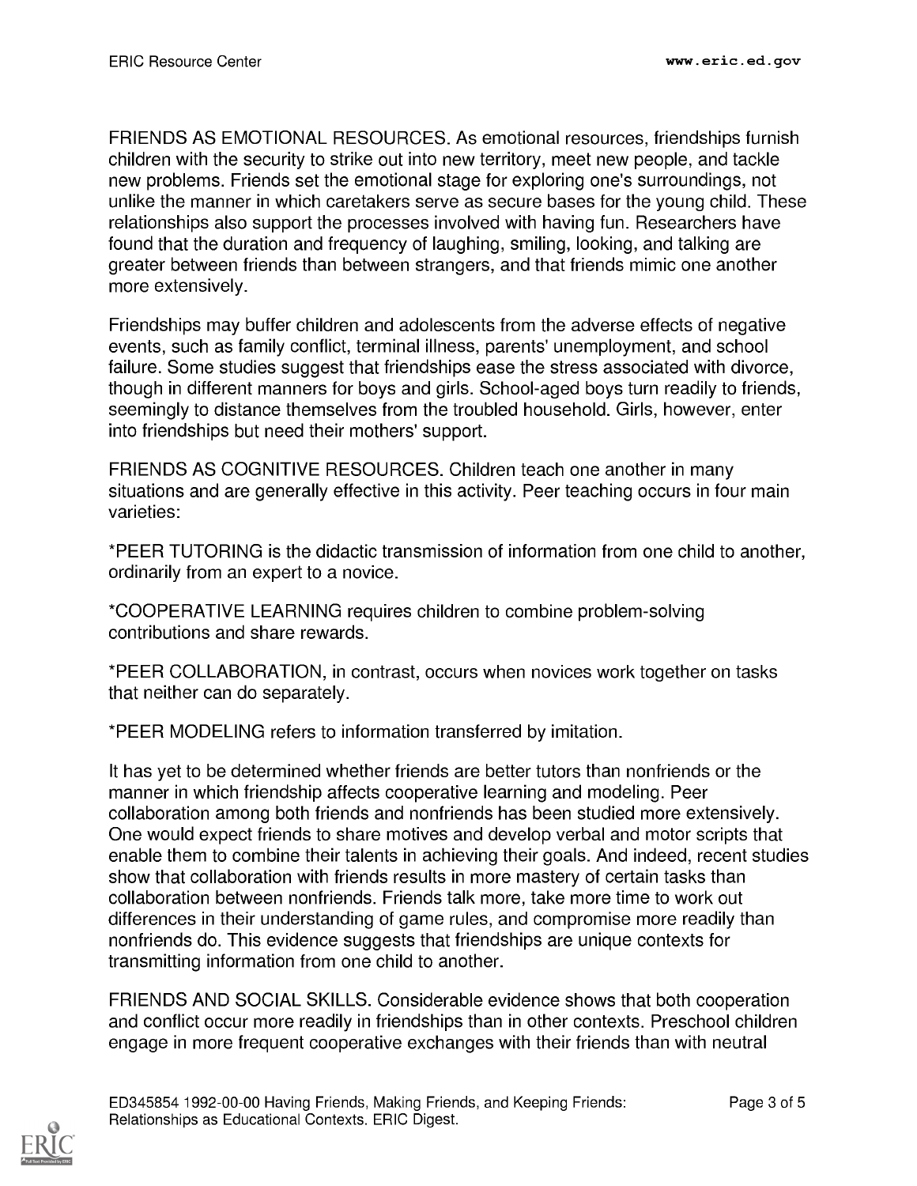FRIENDS AS EMOTIONAL RESOURCES. As emotional resources, friendships furnish children with the security to strike out into new territory, meet new people, and tackle new problems. Friends set the emotional stage for exploring one's surroundings, not unlike the manner in which caretakers serve as secure bases for the young child. These relationships also support the processes involved with having fun. Researchers have found that the duration and frequency of laughing, smiling, looking, and talking are greater between friends than between strangers, and that friends mimic one another more extensively.

Friendships may buffer children and adolescents from the adverse effects of negative events, such as family conflict, terminal illness, parents' unemployment, and school failure. Some studies suggest that friendships ease the stress associated with divorce, though in different manners for boys and girls. School-aged boys turn readily to friends, seemingly to distance themselves from the troubled household. Girls, however, enter into friendships but need their mothers' support.

FRIENDS AS COGNITIVE RESOURCES. Children teach one another in many situations and are generally effective in this activity. Peer teaching occurs in four main varieties:

*PEER TUTORING is the didactic transmission of information from one child to another, ordinarily from an expert to a novice.

*COOPERATIVE LEARNING requires children to combine problem-solving contributions and share rewards.

*PEER COLLABORATION, in contrast, occurs when novices work together on tasks that neither can do separately.

*PEER MODELING refers to information transferred by imitation.

It has yet to be determined whether friends are better tutors than nonfriends or the manner in which friendship affects cooperative learning and modeling. Peer collaboration among both friends and nonfriends has been studied more extensively. One would expect friends to share motives and develop verbal and motor scripts that enable them to combine their talents in achieving their goals. And indeed, recent studies show that collaboration with friends results in more mastery of certain tasks than collaboration between nonfriends. Friends talk more, take more time to work out differences in their understanding of game rules, and compromise more readily than nonfriends do. This evidence suggests that friendships are unique contexts for transmitting information from one child to another.

FRIENDS AND SOCIAL SKILLS. Considerable evidence shows that both cooperation and conflict occur more readily in friendships than in other contexts. Preschool children engage in more frequent cooperative exchanges with their friends than with neutral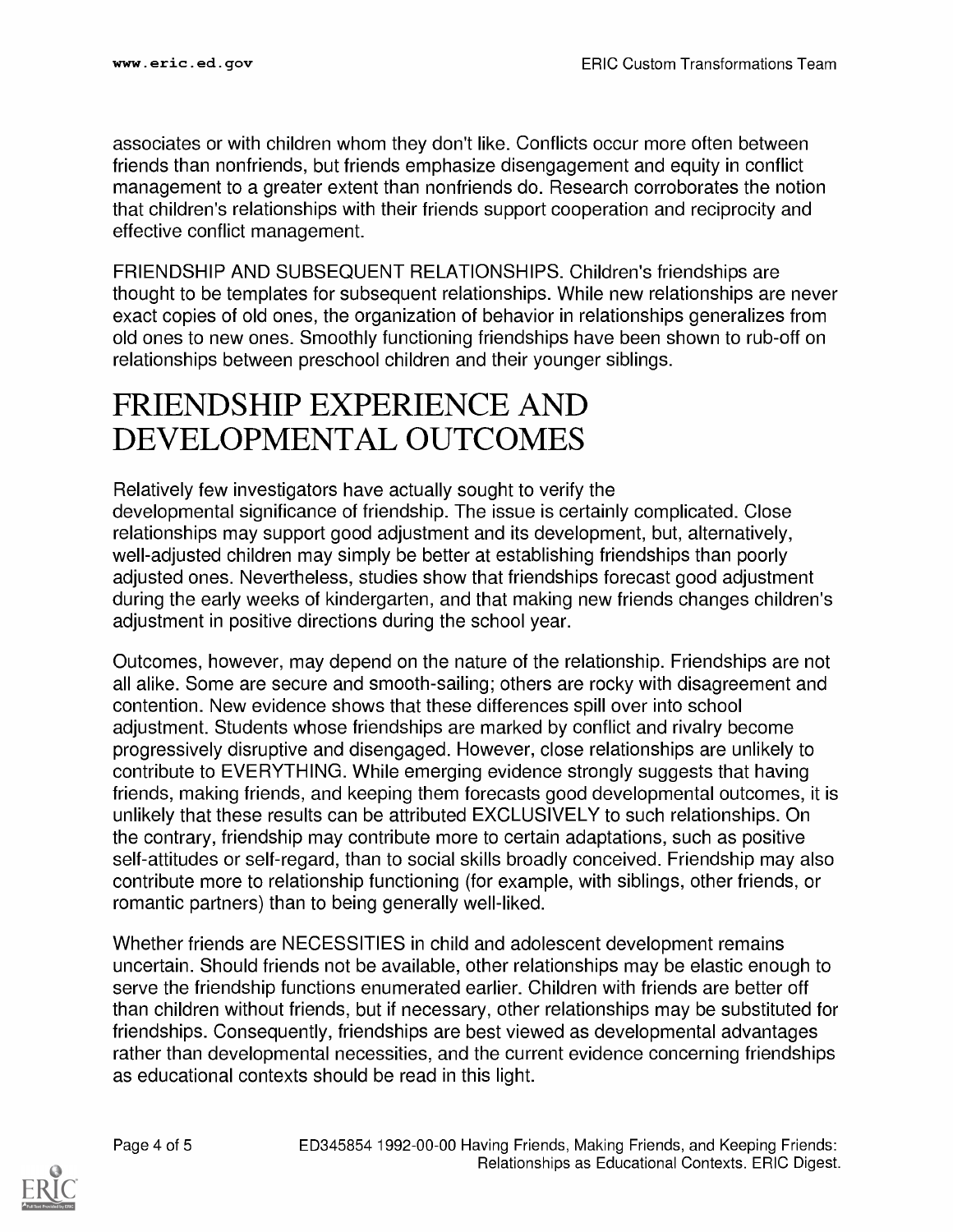associates or with children whom they don't like. Conflicts occur more often between friends than nonfriends, but friends emphasize disengagement and equity in conflict management to a greater extent than nonfriends do. Research corroborates the notion that children's relationships with their friends support cooperation and reciprocity and effective conflict management.

FRIENDSHIP AND SUBSEQUENT RELATIONSHIPS. Children's friendships are thought to be templates for subsequent relationships. While new relationships are never exact copies of old ones, the organization of behavior in relationships generalizes from old ones to new ones. Smoothly functioning friendships have been shown to rub-off on relationships between preschool children and their younger siblings.

# FRIENDSHIP EXPERIENCE AND DEVELOPMENTAL OUTCOMES

Relatively few investigators have actually sought to verify the developmental significance of friendship. The issue is certainly complicated. Close relationships may support good adjustment and its development, but, alternatively, well-adjusted children may simply be better at establishing friendships than poorly adjusted ones. Nevertheless, studies show that friendships forecast good adjustment during the early weeks of kindergarten, and that making new friends changes children's adjustment in positive directions during the school year.

Outcomes, however, may depend on the nature of the relationship. Friendships are not all alike. Some are secure and smooth-sailing; others are rocky with disagreement and contention. New evidence shows that these differences spill over into school adjustment. Students whose friendships are marked by conflict and rivalry become progressively disruptive and disengaged. However, close relationships are unlikely to contribute to EVERYTHING. While emerging evidence strongly suggests that having friends, making friends, and keeping them forecasts good developmental outcomes, it is unlikely that these results can be attributed EXCLUSIVELY to such relationships. On the contrary, friendship may contribute more to certain adaptations, such as positive self-attitudes or self-regard, than to social skills broadly conceived. Friendship may also contribute more to relationship functioning (for example, with siblings, other friends, or romantic partners) than to being generally well-liked.

Whether friends are NECESSITIES in child and adolescent development remains uncertain. Should friends not be available, other relationships may be elastic enough to serve the friendship functions enumerated earlier. Children with friends are better off than children without friends, but if necessary, other relationships may be substituted for friendships. Consequently, friendships are best viewed as developmental advantages rather than developmental necessities, and the current evidence concerning friendships as educational contexts should be read in this light.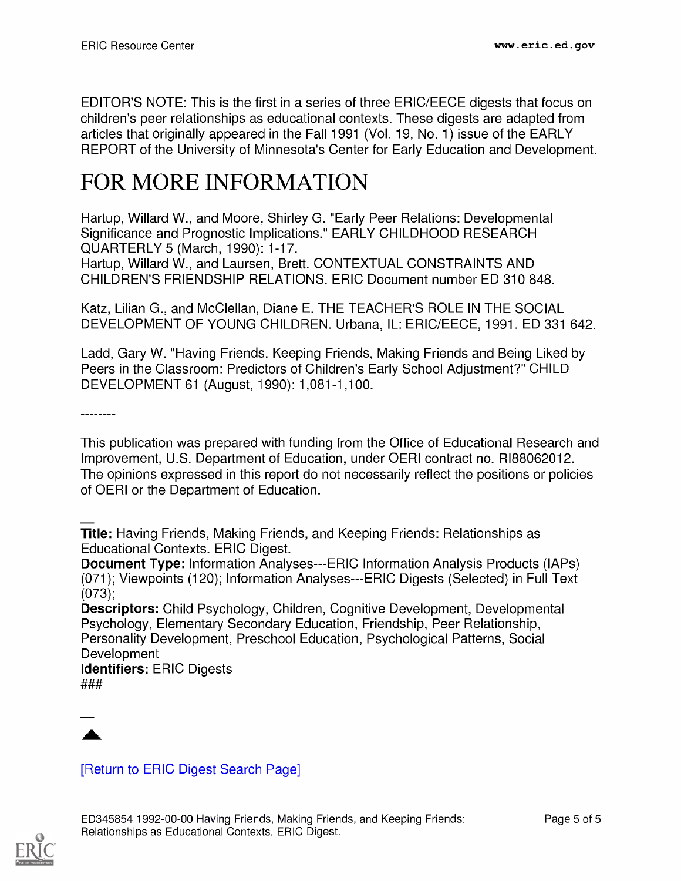EDITOR'S NOTE: This is the first in a series of three ERIC/EECE digests that focus on children's peer relationships as educational contexts. These digests are adapted from articles that originally appeared in the Fall 1991 (Vol. 19, No. 1) issue of the EARLY REPORT of the University of Minnesota's Center for Early Education and Development.

# FOR MORE INFORMATION

Hartup, Willard W., and Moore, Shirley G. "Early Peer Relations: Developmental Significance and Prognostic Implications." EARLY CHILDHOOD RESEARCH QUARTERLY 5 (March, 1990): 1-17.
Hartup, Willard W., and Laursen, Brett. CONTEXTUAL CONSTRAINTS AND CHILDREN'S FRIENDSHIP RELATIONS. ERIC Document number ED 310 848.

Katz, Lilian G., and McClellan, Diane E. THE TEACHER'S ROLE IN THE SOCIAL DEVELOPMENT OF YOUNG CHILDREN. Urbana, IL: ERIC/EECE, 1991. ED 331 642.

Ladd, Gary W. "Having Friends, Keeping Friends, Making Friends and Being Liked by Peers in the Classroom: Predictors of Children's Early School Adjustment?" CHILD DEVELOPMENT 61 (August, 1990): 1,081-1,100.

--------

This publication was prepared with funding from the Office of Educational Research and Improvement, U.S. Department of Education, under OERI contract no. RI88062012. The opinions expressed in this report do not necessarily reflect the positions or policies of OERI or the Department of Education.

**Title:** Having Friends, Making Friends, and Keeping Friends: Relationships as Educational Contexts. ERIC Digest.
**Document Type:** Information Analyses---ERIC Information Analysis Products (IAPs) (071); Viewpoints (120); Information Analyses---ERIC Digests (Selected) in Full Text (073);
**Descriptors:** Child Psychology, Children, Cognitive Development, Developmental Psychology, Elementary Secondary Education, Friendship, Peer Relationship, Personality Development, Preschool Education, Psychological Patterns, Social Development
**Identifiers:** ERIC Digests
###

[Return to ERIC Digest Search Page]